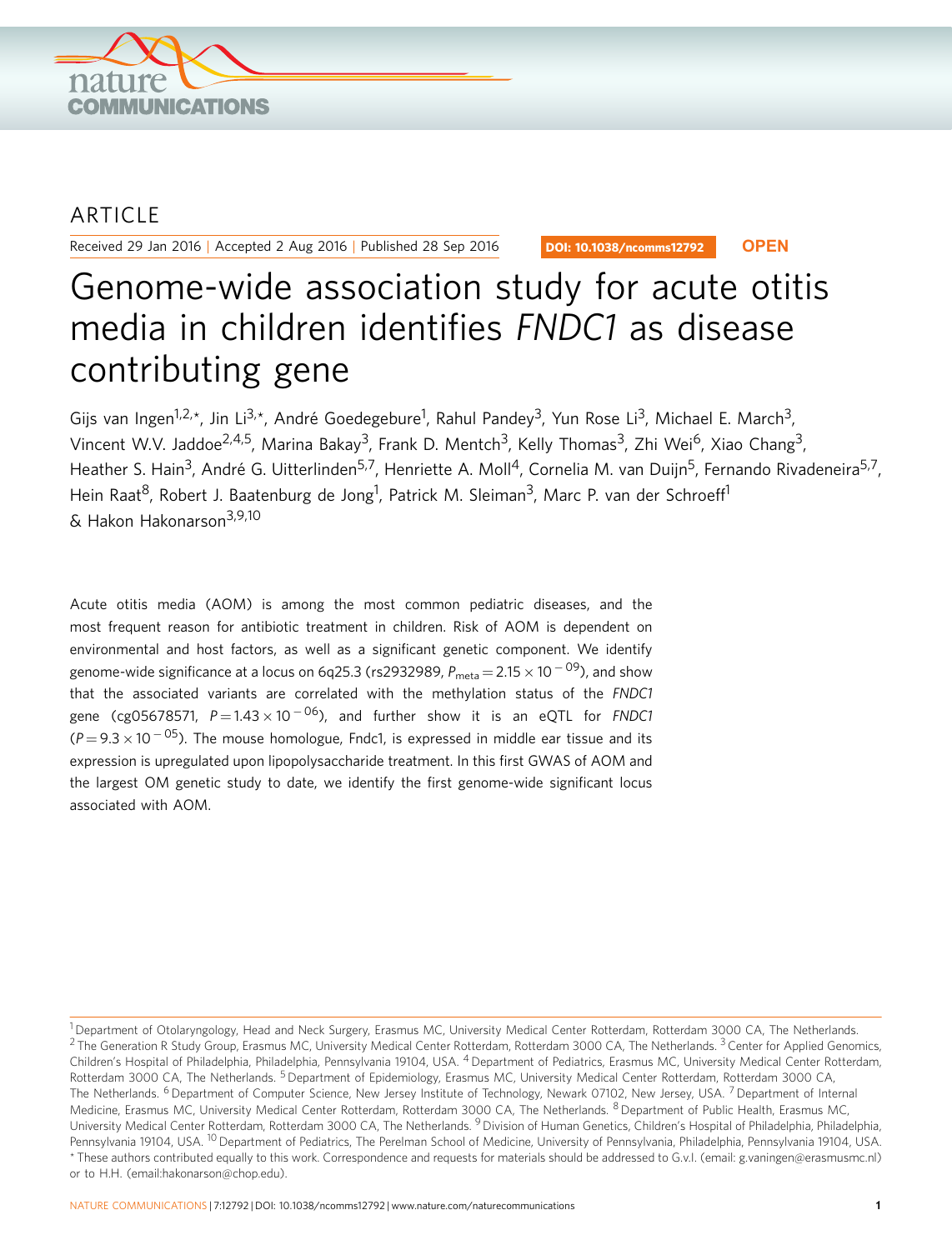ARTICLE

Received 29 Jan 2016 | Accepted 2 Aug 2016 | Published 28 Sep 2016

DOI: 10.1038/ncomms12792 **OPEN**

# Genome-wide association study for acute otitis media in children identifies *FNDC1* as disease contributing gene

Gijs van Ingen[1,2,*], Jin Li[3,*], André Goedegebure[1], Rahul Pandey[3], Yun Rose Li[3], Michael E. March[3], Vincent W.V. Jaddoe[2,4,5], Marina Bakay[3], Frank D. Mentch[3], Kelly Thomas[3], Zhi Wei[6], Xiao Chang[3], Heather S. Hain[3], André G. Uitterlinden[5,7], Henriette A. Moll[4], Cornelia M. van Duijn[5], Fernando Rivadeneira[5,7], Hein Raat[8], Robert J. Baatenburg de Jong[1], Patrick M. Sleiman[3], Marc P. van der Schroeff[1] & Hakon Hakonarson[3,9,10]

Acute otitis media (AOM) is among the most common pediatric diseases, and the most frequent reason for antibiotic treatment in children. Risk of AOM is dependent on environmental and host factors, as well as a significant genetic component. We identify genome-wide significance at a locus on 6q25.3 (rs2932989, $P_{meta} = 2.15 \times 10^{-09}$), and show that the associated variants are correlated with the methylation status of the *FNDC1* gene (cg05678571, $P = 1.43 \times 10^{-06}$), and further show it is an eQTL for *FNDC1* ($P = 9.3 \times 10^{-05}$). The mouse homologue, Fndc1, is expressed in middle ear tissue and its expression is upregulated upon lipopolysaccharide treatment. In this first GWAS of AOM and the largest OM genetic study to date, we identify the first genome-wide significant locus associated with AOM.

[1] Department of Otolaryngology, Head and Neck Surgery, Erasmus MC, University Medical Center Rotterdam, Rotterdam 3000 CA, The Netherlands. [2] The Generation R Study Group, Erasmus MC, University Medical Center Rotterdam, Rotterdam 3000 CA, The Netherlands. [3] Center for Applied Genomics, Children's Hospital of Philadelphia, Philadelphia, Pennsylvania 19104, USA. [4] Department of Pediatrics, Erasmus MC, University Medical Center Rotterdam, Rotterdam 3000 CA, The Netherlands. [5] Department of Epidemiology, Erasmus MC, University Medical Center Rotterdam, Rotterdam 3000 CA, The Netherlands. [6] Department of Computer Science, New Jersey Institute of Technology, Newark 07102, New Jersey, USA. [7] Department of Internal Medicine, Erasmus MC, University Medical Center Rotterdam, Rotterdam 3000 CA, The Netherlands. [8] Department of Public Health, Erasmus MC, University Medical Center Rotterdam, Rotterdam 3000 CA, The Netherlands. [9] Division of Human Genetics, Children's Hospital of Philadelphia, Philadelphia, Pennsylvania 19104, USA. [10] Department of Pediatrics, The Perelman School of Medicine, University of Pennsylvania, Philadelphia, Pennsylvania 19104, USA. * These authors contributed equally to this work. Correspondence and requests for materials should be addressed to G.v.I. (email: g.vaningen@erasmusmc.nl) or to H.H. (email:hakonarson@chop.edu).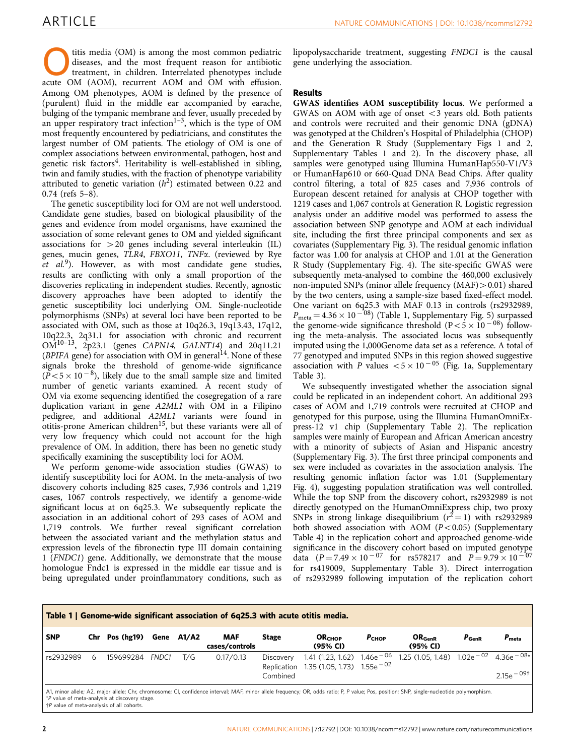Otitis media (OM) is among the most common pediatric diseases, and the most frequent reason for antibiotic treatment, in children. Interrelated phenotypes include acute OM (AOM), recurrent AOM and OM with effusion. Among OM phenotypes, AOM is defined by the presence of (purulent) fluid in the middle ear accompanied by earache, bulging of the tympanic membrane and fever, usually preceded by an upper respiratory tract infection[1–3], which is the type of OM most frequently encountered by pediatricians, and constitutes the largest number of OM patients. The etiology of OM is one of complex associations between environmental, pathogen, host and genetic risk factors[4]. Heritability is well-established in sibling, twin and family studies, with the fraction of phenotype variability attributed to genetic variation ($h^2$) estimated between 0.22 and 0.74 (refs 5–8).

The genetic susceptibility loci for OM are not well understood. Candidate gene studies, based on biological plausibility of the genes and evidence from model organisms, have examined the association of some relevant genes to OM and yielded significant associations for >20 genes including several interleukin (IL) genes, mucin genes, *TLR4*, *FBXO11*, *TNFα*. (reviewed by Rye *et al.*[9]). However, as with most candidate gene studies, results are conflicting with only a small proportion of the discoveries replicating in independent studies. Recently, agnostic discovery approaches have been adopted to identify the genetic susceptibility loci underlying OM. Single-nucleotide polymorphisms (SNPs) at several loci have been reported to be associated with OM, such as those at 10q26.3, 19q13.43, 17q12, 10q22.3, 2q31.1 for association with chronic and recurrent OM[10–13], 2p23.1 (genes *CAPN14*, *GALNT14*) and 20q11.21 (*BPIFA* gene) for association with OM in general[14]. None of these signals broke the threshold of genome-wide significance ($P<5\times10^{-8}$), likely due to the small sample size and limited number of genetic variants examined. A recent study of OM via exome sequencing identified the cosegregation of a rare duplication variant in gene *A2ML1* with OM in a Filipino pedigree, and additional *A2ML1* variants were found in otitis-prone American children[15], but these variants were all of very low frequency which could not account for the high prevalence of OM. In addition, there has been no genetic study specifically examining the susceptibility loci for AOM.

We perform genome-wide association studies (GWAS) to identify susceptibility loci for AOM. In the meta-analysis of two discovery cohorts including 825 cases, 7,936 controls and 1,219 cases, 1067 controls respectively, we identify a genome-wide significant locus at on 6q25.3. We subsequently replicate the association in an additional cohort of 293 cases of AOM and 1,719 controls. We further reveal significant correlation between the associated variant and the methylation status and expression levels of the fibronectin type III domain containing 1 (*FNDC1*) gene. Additionally, we demonstrate that the mouse homologue Fndc1 is expressed in the middle ear tissue and is being upregulated under proinflammatory conditions, such as lipopolysaccharide treatment, suggesting *FNDC1* is the causal gene underlying the association.

## Results

**GWAS identifies AOM susceptibility locus**. We performed a GWAS on AOM with age of onset <3 years old. Both patients and controls were recruited and their genomic DNA (gDNA) was genotyped at the Children's Hospital of Philadelphia (CHOP) and the Generation R Study (Supplementary Figs 1 and 2, Supplementary Tables 1 and 2). In the discovery phase, all samples were genotyped using Illumina HumanHap550-V1/V3 or HumanHap610 or 660-Quad DNA Bead Chips. After quality control filtering, a total of 825 cases and 7,936 controls of European descent retained for analysis at CHOP together with 1219 cases and 1,067 controls at Generation R. Logistic regression analysis under an additive model was performed to assess the association between SNP genotype and AOM at each individual site, including the first three principal components and sex as covariates (Supplementary Fig. 3). The residual genomic inflation factor was 1.00 for analysis at CHOP and 1.01 at the Generation R Study (Supplementary Fig. 4). The site-specific GWAS were subsequently meta-analysed to combine the 460,000 exclusively non-imputed SNPs (minor allele frequency (MAF) > 0.01) shared by the two centers, using a sample-size based fixed-effect model. One variant on 6q25.3 with MAF 0.13 in controls (rs2932989, $P_{meta}=4.36\times10^{-08}$) (Table 1, Supplementary Fig. 5) surpassed the genome-wide significance threshold ($P<5\times10^{-08}$) following the meta-analysis. The associated locus was subsequently imputed using the 1,000Genome data set as a reference. A total of 77 genotyped and imputed SNPs in this region showed suggestive association with $P$ values $<5\times10^{-05}$ (Fig. 1a, Supplementary Table 3).

We subsequently investigated whether the association signal could be replicated in an independent cohort. An additional 293 cases of AOM and 1,719 controls were recruited at CHOP and genotyped for this purpose, using the Illumina HumanOmniExpress-12 v1 chip (Supplementary Table 2). The replication samples were mainly of European and African American ancestry with a minority of subjects of Asian and Hispanic ancestry (Supplementary Fig. 3). The first three principal components and sex were included as covariates in the association analysis. The resulting genomic inflation factor was 1.01 (Supplementary Fig. 4), suggesting population stratification was well controlled. While the top SNP from the discovery cohort, rs2932989 is not directly genotyped on the HumanOmniExpress chip, two proxy SNPs in strong linkage disequilibrium ($r^2=1$) with rs2932989 both showed association with AOM ($P<0.05$) (Supplementary Table 4) in the replication cohort and approached genome-wide significance in the discovery cohort based on imputed genotype data ($P=7.49\times10^{-07}$ for rs578217 and $P=9.79\times10^{-07}$ for rs419009, Supplementary Table 3). Direct interrogation of rs2932989 following imputation of the replication cohort

**Table 1 | Genome-wide significant association of 6q25.3 with acute otitis media.**

| SNP | Chr | Pos (hg19) | Gene | A1/A2 | MAF cases/controls | Stage | $OR_{CHOP}$ (95% CI) | $P_{CHOP}$ | $OR_{GenR}$ (95% CI) | $P_{GenR}$ | $P_{meta}$ |
|---|---|---|---|---|---|---|---|---|---|---|---|
| rs2932989 | 6 | 159699284 | *FNDC1* | T/G | 0.17/0.13 | Discovery | 1.41 (1.23, 1.62) | $1.46e^{-06}$ | 1.25 (1.05, 1.48) | $1.02e^{-02}$ | $4.36e^{-08}$* |
| | | | | | | Replication | 1.35 (1.05, 1.73) | $1.55e^{-02}$ | | | |
| | | | | | | Combined | | | | | $2.15e^{-09}$† |

A1, minor allele; A2, major allele; Chr, chromosome; CI, confidence interval; MAF, minor allele frequency; OR, odds ratio; P, P value; Pos, position; SNP, single-nucleotide polymorphism.
*P value of meta-analysis at discovery stage.
†P value of meta-analysis of all cohorts.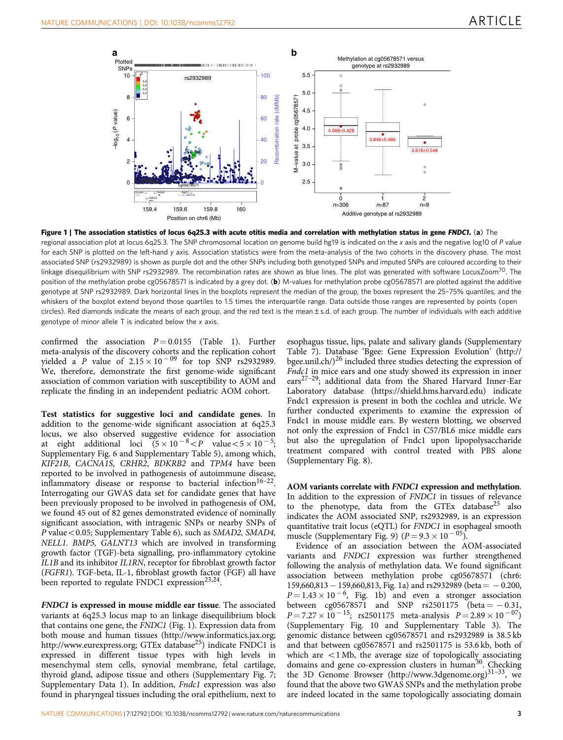**Figure 1 | The association statistics of locus 6q25.3 with acute otitis media and correlation with methylation status in gene *FNDC1*.** (**a**) The regional association plot at locus 6q25.3. The SNP chromosomal location on genome build hg19 is indicated on the *x* axis and the negative log10 of *P* value for each SNP is plotted on the left-hand *y* axis. Association statistics were from the meta-analysis of the two cohorts in the discovery phase. The most associated SNP (rs2932989) is shown as purple dot and the other SNPs including both genotyped SNPs and imputed SNPs are coloured according to their linkage disequilibrium with SNP rs2932989. The recombination rates are shown as blue lines. The plot was generated with software LocusZoom[70]. The position of the methylation probe cg05678571 is indicated by a grey dot. (**b**) M-values for methylation probe cg05678571 are plotted against the additive genotype at SNP rs2932989. Dark horizontal lines in the boxplots represent the median of the group, the boxes represent the 25–75% quantiles, and the whiskers of the boxplot extend beyond those quartiles to 1.5 times the interquartile range. Data outside those ranges are represented by points (open circles). Red diamonds indicate the means of each group, and the red text is the mean ± s.d. of each group. The number of individuals with each additive genotype of minor allele T is indicated below the *x* axis.

confirmed the association $P = 0.0155$ (Table 1). Further meta-analysis of the discovery cohorts and the replication cohort yielded a *P* value of $2.15 \times 10^{-09}$ for top SNP rs2932989. We, therefore, demonstrate the first genome-wide significant association of common variation with susceptibility to AOM and replicate the finding in an independent pediatric AOM cohort.

**Test statistics for suggestive loci and candidate genes.** In addition to the genome-wide significant association at 6q25.3 locus, we also observed suggestive evidence for association at eight additional loci ($5 \times 10^{-8} < P$ value $< 5 \times 10^{-5}$; Supplementary Fig. 6 and Supplementary Table 5), among which, *KIF21B*, *CACNA1S*, *CRHR2*, *BDKRB2* and *TPM4* have been reported to be involved in pathogenesis of autoimmune disease, inflammatory disease or response to bacterial infection[16–22]. Interrogating our GWAS data set for candidate genes that have been previously proposed to be involved in pathogenesis of OM, we found 45 out of 82 genes demonstrated evidence of nominally significant association, with intragenic SNPs or nearby SNPs of *P* value < 0.05; Supplementary Table 6), such as *SMAD2, SMAD4, NELL1. BMP5, GALNT13* which are involved in transforming growth factor (TGF)-beta signalling, pro-inflammatory cytokine *IL1B* and its inhibitor *IL1RN*, receptor for fibroblast growth factor (*FGFR1*). TGF-beta, IL-1, fibroblast growth factor (FGF) all have been reported to regulate FNDC1 expression[23,24].

***FNDC1* is expressed in mouse middle ear tissue.** The associated variants at 6q25.3 locus map to an linkage disequilibrium block that contains one gene, the *FNDC1* (Fig. 1). Expression data from both mouse and human tissues (http://www.informatics.jax.org; http://www.eurexpress.org; GTEx database[25]) indicate FNDC1 is expressed in different tissue types with high levels in mesenchymal stem cells, synovial membrane, fetal cartilage, thyroid gland, adipose tissue and others (Supplementary Fig. 7; Supplementary Data 1). In addition, *Fndc1* expression was also found in pharyngeal tissues including the oral epithelium, next to esophagus tissue, lips, palate and salivary glands (Supplementary Table 7). Database 'Bgee: Gene Expression Evolution' (http://bgee.unil.ch/)[26] included three studies detecting the expression of *Fndc1* in mice ears and one study showed its expression in inner ears[27–29]; additional data from the Shared Harvard Inner-Ear Laboratory database (https://shield.hms.harvard.edu) indicate Fndc1 expression is present in both the cochlea and utricle. We further conducted experiments to examine the expression of Fndc1 in mouse middle ears. By western blotting, we observed not only the expression of Fndc1 in C57/BL6 mice middle ears but also the upregulation of Fndc1 upon lipopolysaccharide treatment compared with control treated with PBS alone (Supplementary Fig. 8).

**AOM variants correlate with *FNDC1* expression and methylation.** In addition to the expression of *FNDC1* in tissues of relevance to the phenotype, data from the GTEx database[25] also indicates the AOM associated SNP, rs2932989, is an expression quantitative trait locus (eQTL) for *FNDC1* in esophageal smooth muscle (Supplementary Fig. 9) ($P = 9.3 \times 10^{-05}$).

Evidence of an association between the AOM-associated variants and *FNDC1* expression was further strengthened following the analysis of methylation data. We found significant association between methylation probe cg05678571 (chr6: 159,660,813 – 159,660,813, Fig. 1a) and rs2932989 (beta = −0.200, $P = 1.43 \times 10^{-6}$, Fig. 1b) and even a stronger association between cg05678571 and SNP rs2501175 (beta = −0.31, $P = 7.27 \times 10^{-15}$; rs2501175 meta-analysis $P = 2.89 \times 10^{-07}$) (Supplementary Fig. 10 and Supplementary Table 3). The genomic distance between cg05678571 and rs2932989 is 38.5 kb and that between cg05678571 and rs2501175 is 53.6 kb, both of which are <1 Mb, the average size of topologically associating domains and gene co-expression clusters in human[30]. Checking the 3D Genome Browser (http://www.3dgenome.org)[31–33], we found that the above two GWAS SNPs and the methylation probe are indeed located in the same topologically associating domain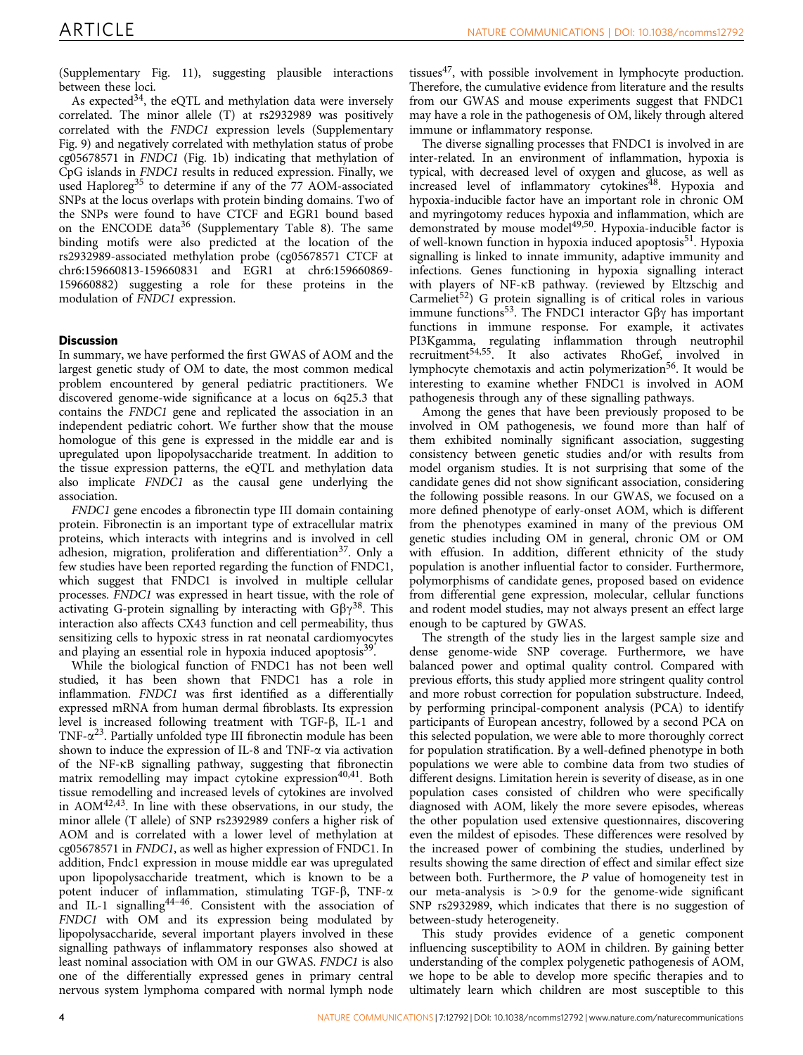(Supplementary Fig. 11), suggesting plausible interactions between these loci.

As expected[34], the eQTL and methylation data were inversely correlated. The minor allele (T) at rs2932989 was positively correlated with the *FNDC1* expression levels (Supplementary Fig. 9) and negatively correlated with methylation status of probe cg05678571 in *FNDC1* (Fig. 1b) indicating that methylation of CpG islands in *FNDC1* results in reduced expression. Finally, we used Haploreg[35] to determine if any of the 77 AOM-associated SNPs at the locus overlaps with protein binding domains. Two of the SNPs were found to have CTCF and EGR1 bound based on the ENCODE data[36] (Supplementary Table 8). The same binding motifs were also predicted at the location of the rs2932989-associated methylation probe (cg05678571 CTCF at chr6:159660813-159660831 and EGR1 at chr6:159660869-159660882) suggesting a role for these proteins in the modulation of *FNDC1* expression.

## Discussion

In summary, we have performed the first GWAS of AOM and the largest genetic study of OM to date, the most common medical problem encountered by general pediatric practitioners. We discovered genome-wide significance at a locus on 6q25.3 that contains the *FNDC1* gene and replicated the association in an independent pediatric cohort. We further show that the mouse homologue of this gene is expressed in the middle ear and is upregulated upon lipopolysaccharide treatment. In addition to the tissue expression patterns, the eQTL and methylation data also implicate *FNDC1* as the causal gene underlying the association.

*FNDC1* gene encodes a fibronectin type III domain containing protein. Fibronectin is an important type of extracellular matrix proteins, which interacts with integrins and is involved in cell adhesion, migration, proliferation and differentiation[37]. Only a few studies have been reported regarding the function of FNDC1, which suggest that FNDC1 is involved in multiple cellular processes. *FNDC1* was expressed in heart tissue, with the role of activating G-protein signalling by interacting with Gβγ[38]. This interaction also affects CX43 function and cell permeability, thus sensitizing cells to hypoxic stress in rat neonatal cardiomyocytes and playing an essential role in hypoxia induced apoptosis[39].

While the biological function of FNDC1 has not been well studied, it has been shown that FNDC1 has a role in inflammation. *FNDC1* was first identified as a differentially expressed mRNA from human dermal fibroblasts. Its expression level is increased following treatment with TGF-β, IL-1 and TNF-α[23]. Partially unfolded type III fibronectin module has been shown to induce the expression of IL-8 and TNF-α via activation of the NF-κB signalling pathway, suggesting that fibronectin matrix remodelling may impact cytokine expression[40,41]. Both tissue remodelling and increased levels of cytokines are involved in AOM[42,43]. In line with these observations, in our study, the minor allele (T allele) of SNP rs2392989 confers a higher risk of AOM and is correlated with a lower level of methylation at cg05678571 in *FNDC1*, as well as higher expression of FNDC1. In addition, Fndc1 expression in mouse middle ear was upregulated upon lipopolysaccharide treatment, which is known to be a potent inducer of inflammation, stimulating TGF-β, TNF-α and IL-1 signalling[44–46]. Consistent with the association of *FNDC1* with OM and its expression being modulated by lipopolysaccharide, several important players involved in these signalling pathways of inflammatory responses also showed at least nominal association with OM in our GWAS. *FNDC1* is also one of the differentially expressed genes in primary central nervous system lymphoma compared with normal lymph node tissues[47], with possible involvement in lymphocyte production. Therefore, the cumulative evidence from literature and the results from our GWAS and mouse experiments suggest that FNDC1 may have a role in the pathogenesis of OM, likely through altered immune or inflammatory response.

The diverse signalling processes that FNDC1 is involved in are inter-related. In an environment of inflammation, hypoxia is typical, with decreased level of oxygen and glucose, as well as increased level of inflammatory cytokines[48]. Hypoxia and hypoxia-inducible factor have an important role in chronic OM and myringotomy reduces hypoxia and inflammation, which are demonstrated by mouse model[49,50]. Hypoxia-inducible factor is of well-known function in hypoxia induced apoptosis[51]. Hypoxia signalling is linked to innate immunity, adaptive immunity and infections. Genes functioning in hypoxia signalling interact with players of NF-κB pathway. (reviewed by Eltzschig and Carmeliet[52]) G protein signalling is of critical roles in various immune functions[53]. The FNDC1 interactor Gβγ has important functions in immune response. For example, it activates PI3Kgamma, regulating inflammation through neutrophil recruitment[54,55]. It also activates RhoGef, involved in lymphocyte chemotaxis and actin polymerization[56]. It would be interesting to examine whether FNDC1 is involved in AOM pathogenesis through any of these signalling pathways.

Among the genes that have been previously proposed to be involved in OM pathogenesis, we found more than half of them exhibited nominally significant association, suggesting consistency between genetic studies and/or with results from model organism studies. It is not surprising that some of the candidate genes did not show significant association, considering the following possible reasons. In our GWAS, we focused on a more defined phenotype of early-onset AOM, which is different from the phenotypes examined in many of the previous OM genetic studies including OM in general, chronic OM or OM with effusion. In addition, different ethnicity of the study population is another influential factor to consider. Furthermore, polymorphisms of candidate genes, proposed based on evidence from differential gene expression, molecular, cellular functions and rodent model studies, may not always present an effect large enough to be captured by GWAS.

The strength of the study lies in the largest sample size and dense genome-wide SNP coverage. Furthermore, we have balanced power and optimal quality control. Compared with previous efforts, this study applied more stringent quality control and more robust correction for population substructure. Indeed, by performing principal-component analysis (PCA) to identify participants of European ancestry, followed by a second PCA on this selected population, we were able to more thoroughly correct for population stratification. By a well-defined phenotype in both populations we were able to combine data from two studies of different designs. Limitation herein is severity of disease, as in one population cases consisted of children who were specifically diagnosed with AOM, likely the more severe episodes, whereas the other population used extensive questionnaires, discovering even the mildest of episodes. These differences were resolved by the increased power of combining the studies, underlined by results showing the same direction of effect and similar effect size between both. Furthermore, the $P$ value of homogeneity test in our meta-analysis is $>0.9$ for the genome-wide significant SNP rs2932989, which indicates that there is no suggestion of between-study heterogeneity.

This study provides evidence of a genetic component influencing susceptibility to AOM in children. By gaining better understanding of the complex polygenetic pathogenesis of AOM, we hope to be able to develop more specific therapies and to ultimately learn which children are most susceptible to this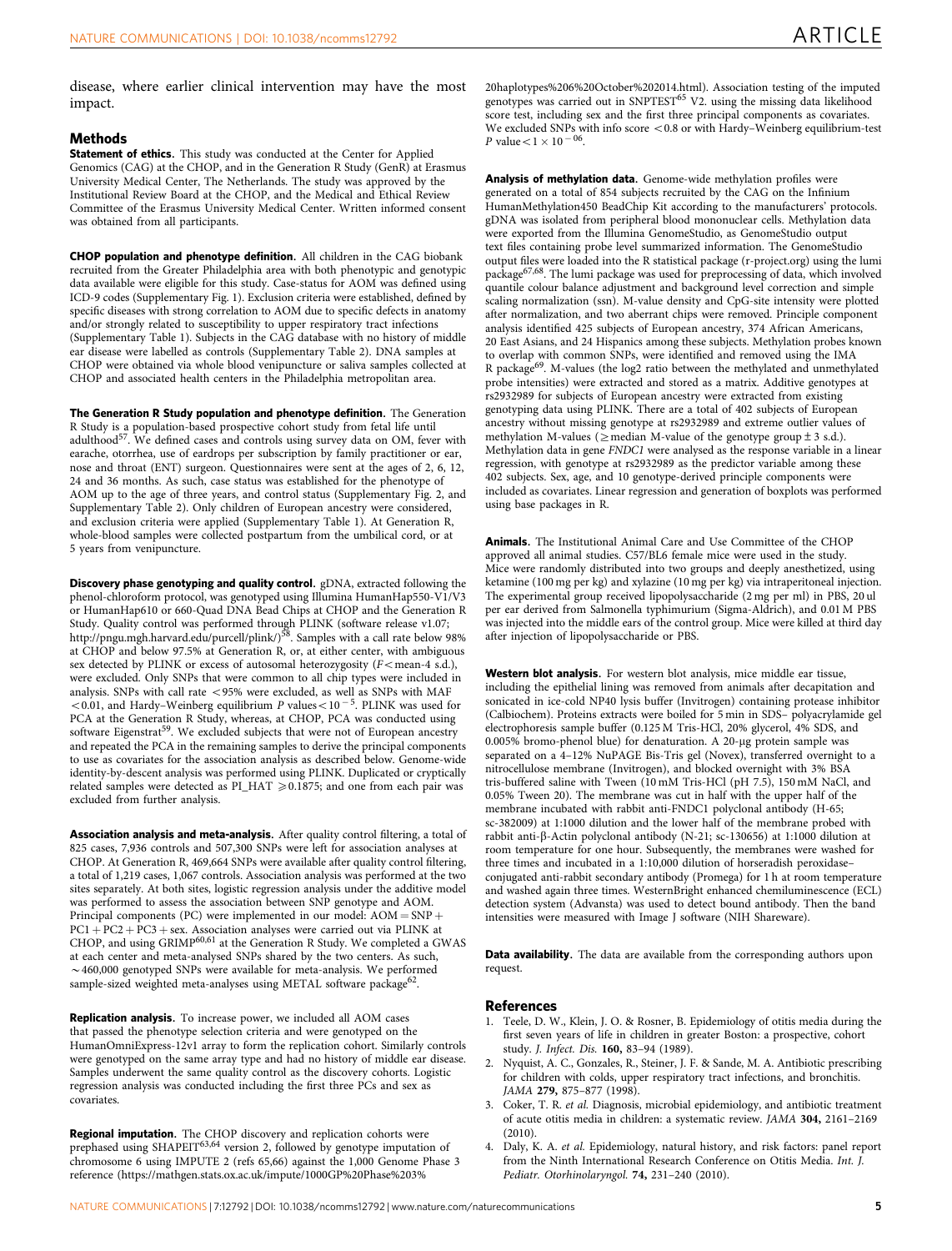disease, where earlier clinical intervention may have the most impact.

## Methods

**Statement of ethics.** This study was conducted at the Center for Applied Genomics (CAG) at the CHOP, and in the Generation R Study (GenR) at Erasmus University Medical Center, The Netherlands. The study was approved by the Institutional Review Board at the CHOP, and the Medical and Ethical Review Committee of the Erasmus University Medical Center. Written informed consent was obtained from all participants.

**CHOP population and phenotype definition.** All children in the CAG biobank recruited from the Greater Philadelphia area with both phenotypic and genotypic data available were eligible for this study. Case-status for AOM was defined using ICD-9 codes (Supplementary Fig. 1). Exclusion criteria were established, defined by specific diseases with strong correlation to AOM due to specific defects in anatomy and/or strongly related to susceptibility to upper respiratory tract infections (Supplementary Table 1). Subjects in the CAG database with no history of middle ear disease were labelled as controls (Supplementary Table 2). DNA samples at CHOP were obtained via whole blood venipuncture or saliva samples collected at CHOP and associated health centers in the Philadelphia metropolitan area.

**The Generation R Study population and phenotype definition.** The Generation R Study is a population-based prospective cohort study from fetal life until adulthood[57]. We defined cases and controls using survey data on OM, fever with earache, otorrhea, use of eardrops per subscription by family practitioner or ear, nose and throat (ENT) surgeon. Questionnaires were sent at the ages of 2, 6, 12, 24 and 36 months. As such, case status was established for the phenotype of AOM up to the age of three years, and control status (Supplementary Fig. 2, and Supplementary Table 2). Only children of European ancestry were considered, and exclusion criteria were applied (Supplementary Table 1). At Generation R, whole-blood samples were collected postpartum from the umbilical cord, or at 5 years from venipuncture.

**Discovery phase genotyping and quality control.** gDNA, extracted following the phenol-chloroform protocol, was genotyped using Illumina HumanHap550-V1/V3 or HumanHap610 or 660-Quad DNA Bead Chips at CHOP and the Generation R Study. Quality control was performed through PLINK (software release v1.07; http://pngu.mgh.harvard.edu/purcell/plink/)[58]. Samples with a call rate below 98% at CHOP and below 97.5% at Generation R, or, at either center, with ambiguous sex detected by PLINK or excess of autosomal heterozygosity ($F<$mean-4 s.d.), were excluded. Only SNPs that were common to all chip types were included in analysis. SNPs with call rate <95% were excluded, as well as SNPs with MAF <0.01, and Hardy–Weinberg equilibrium $P$ values $<10^{-5}$. PLINK was used for PCA at the Generation R Study, whereas, at CHOP, PCA was conducted using software Eigenstrat[59]. We excluded subjects that were not of European ancestry and repeated the PCA in the remaining samples to derive the principal components to use as covariates for the association analysis as described below. Genome-wide identity-by-descent analysis was performed using PLINK. Duplicated or cryptically related samples were detected as PI_HAT $\geq$0.1875; and one from each pair was excluded from further analysis.

**Association analysis and meta-analysis.** After quality control filtering, a total of 825 cases, 7,936 controls and 507,300 SNPs were left for association analyses at CHOP. At Generation R, 469,664 SNPs were available after quality control filtering, a total of 1,219 cases, 1,067 controls. Association analysis was performed at the two sites separately. At both sites, logistic regression analysis under the additive model was performed to assess the association between SNP genotype and AOM. Principal components (PC) were implemented in our model: AOM = SNP + PC1 + PC2 + PC3 + sex. Association analyses were carried out via PLINK at CHOP, and using GRIMP[60,61] at the Generation R Study. We completed a GWAS at each center and meta-analysed SNPs shared by the two centers. As such, ~460,000 genotyped SNPs were available for meta-analysis. We performed sample-sized weighted meta-analyses using METAL software package[62].

**Replication analysis.** To increase power, we included all AOM cases that passed the phenotype selection criteria and were genotyped on the HumanOmniExpress-12v1 array to form the replication cohort. Similarly controls were genotyped on the same array type and had no history of middle ear disease. Samples underwent the same quality control as the discovery cohorts. Logistic regression analysis was conducted including the first three PCs and sex as covariates.

**Regional imputation.** The CHOP discovery and replication cohorts were prephased using SHAPEIT[63,64] version 2, followed by genotype imputation of chromosome 6 using IMPUTE 2 (refs 65,66) against the 1,000 Genome Phase 3 reference (https://mathgen.stats.ox.ac.uk/impute/1000GP%20Phase%203%20haplotypes%206%20October%202014.html). Association testing of the imputed genotypes was carried out in SNPTEST[65] V2. using the missing data likelihood score test, including sex and the first three principal components as covariates. We excluded SNPs with info score <0.8 or with Hardy–Weinberg equilibrium-test $P$ value $<1\times10^{-06}$.

**Analysis of methylation data.** Genome-wide methylation profiles were generated on a total of 854 subjects recruited by the CAG on the Infinium HumanMethylation450 BeadChip Kit according to the manufacturers' protocols. gDNA was isolated from peripheral blood mononuclear cells. Methylation data were exported from the Illumina GenomeStudio, as GenomeStudio output text files containing probe level summarized information. The GenomeStudio output files were loaded into the R statistical package (r-project.org) using the lumi package[67,68]. The lumi package was used for preprocessing of data, which involved quantile colour balance adjustment and background level correction and simple scaling normalization (ssn). M-value density and CpG-site intensity were plotted after normalization, and two aberrant chips were removed. Principle component analysis identified 425 subjects of European ancestry, 374 African Americans, 20 East Asians, and 24 Hispanics among these subjects. Methylation probes known to overlap with common SNPs, were identified and removed using the IMA R package[69]. M-values (the log2 ratio between the methylated and unmethylated probe intensities) were extracted and stored as a matrix. Additive genotypes at rs2932989 for subjects of European ancestry were extracted from existing genotyping data using PLINK. There are a total of 402 subjects of European ancestry without missing genotype at rs2932989 and extreme outlier values of methylation M-values ($\geq$median M-value of the genotype group $\pm$ 3 s.d.). Methylation data in gene *FNDC1* were analysed as the response variable in a linear regression, with genotype at rs2932989 as the predictor variable among these 402 subjects. Sex, age, and 10 genotype-derived principle components were included as covariates. Linear regression and generation of boxplots was performed using base packages in R.

**Animals.** The Institutional Animal Care and Use Committee of the CHOP approved all animal studies. C57/BL6 female mice were used in the study. Mice were randomly distributed into two groups and deeply anesthetized, using ketamine (100 mg per kg) and xylazine (10 mg per kg) via intraperitoneal injection. The experimental group received lipopolysaccharide (2 mg per ml) in PBS, 20 ul per ear derived from Salmonella typhimurium (Sigma-Aldrich), and 0.01 M PBS was injected into the middle ears of the control group. Mice were killed at third day after injection of lipopolysaccharide or PBS.

**Western blot analysis.** For western blot analysis, mice middle ear tissue, including the epithelial lining was removed from animals after decapitation and sonicated in ice-cold NP40 lysis buffer (Invitrogen) containing protease inhibitor (Calbiochem). Proteins extracts were boiled for 5 min in SDS– polyacrylamide gel electrophoresis sample buffer (0.125 M Tris-HCl, 20% glycerol, 4% SDS, and 0.005% bromo-phenol blue) for denaturation. A 20-μg protein sample was separated on a 4–12% NuPAGE Bis-Tris gel (Novex), transferred overnight to a nitrocellulose membrane (Invitrogen), and blocked overnight with 3% BSA tris-buffered saline with Tween (10 mM Tris-HCl (pH 7.5), 150 mM NaCl, and 0.05% Tween 20). The membrane was cut in half with the upper half of the membrane incubated with rabbit anti-FNDC1 polyclonal antibody (H-65; sc-382009) at 1:1000 dilution and the lower half of the membrane probed with rabbit anti-β-Actin polyclonal antibody (N-21; sc-130656) at 1:1000 dilution at room temperature for one hour. Subsequently, the membranes were washed for three times and incubated in a 1:10,000 dilution of horseradish peroxidase–conjugated anti-rabbit secondary antibody (Promega) for 1 h at room temperature and washed again three times. WesternBright enhanced chemiluminescence (ECL) detection system (Advansta) was used to detect bound antibody. Then the band intensities were measured with Image J software (NIH Shareware).

**Data availability.** The data are available from the corresponding authors upon request.

## References

1. Teele, D. W., Klein, J. O. & Rosner, B. Epidemiology of otitis media during the first seven years of life in children in greater Boston: a prospective, cohort study. *J. Infect. Dis.* **160,** 83–94 (1989).
2. Nyquist, A. C., Gonzales, R., Steiner, J. F. & Sande, M. A. Antibiotic prescribing for children with colds, upper respiratory tract infections, and bronchitis. *JAMA* **279,** 875–877 (1998).
3. Coker, T. R. *et al.* Diagnosis, microbial epidemiology, and antibiotic treatment of acute otitis media in children: a systematic review. *JAMA* **304,** 2161–2169 (2010).
4. Daly, K. A. *et al.* Epidemiology, natural history, and risk factors: panel report from the Ninth International Research Conference on Otitis Media. *Int. J. Pediatr. Otorhinolaryngol.* **74,** 231–240 (2010).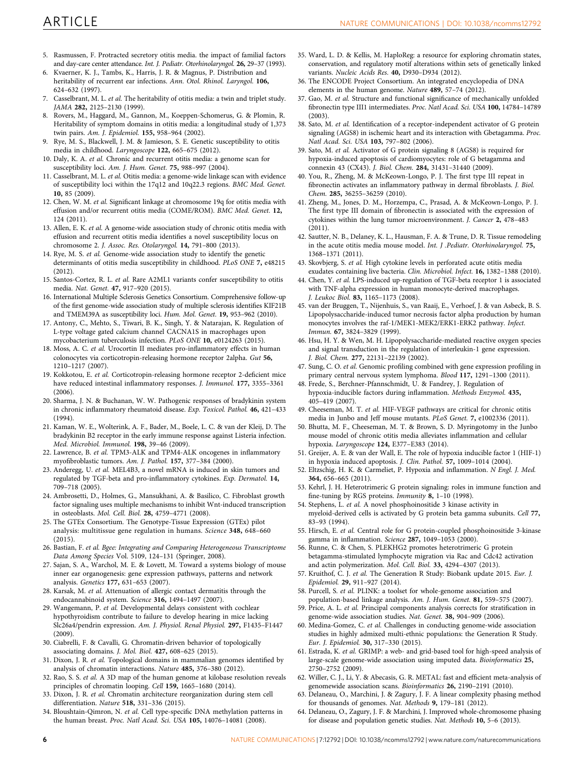5. Rasmussen, F. Protracted secretory otitis media. the impact of familial factors and day-care center attendance. *Int. J. Pediatr. Otorhinolaryngol.* **26,** 29–37 (1993).
6. Kvaerner, K. J., Tambs, K., Harris, J. R. & Magnus, P. Distribution and heritability of recurrent ear infections. *Ann. Otol. Rhinol. Laryngol.* **106,** 624–632 (1997).
7. Casselbrant, M. L. *et al.* The heritability of otitis media: a twin and triplet study. *JAMA* **282,** 2125–2130 (1999).
8. Rovers, M., Haggard, M., Gannon, M., Koeppen-Schomerus, G. & Plomin, R. Heritability of symptom domains in otitis media: a longitudinal study of 1,373 twin pairs. *Am. J. Epidemiol.* **155,** 958–964 (2002).
9. Rye, M. S., Blackwell, J. M. & Jamieson, S. E. Genetic susceptibility to otitis media in childhood. *Laryngoscope* **122,** 665–675 (2012).
10. Daly, K. A. *et al.* Chronic and recurrent otitis media: a genome scan for susceptibility loci. *Am. J. Hum. Genet.* **75,** 988–997 (2004).
11. Casselbrant, M. L. *et al.* Otitis media: a genome-wide linkage scan with evidence of susceptibility loci within the 17q12 and 10q22.3 regions. *BMC Med. Genet.* **10,** 85 (2009).
12. Chen, W. M. *et al.* Significant linkage at chromosome 19q for otitis media with effusion and/or recurrent otitis media (COME/ROM). *BMC Med. Genet.* **12,** 124 (2011).
13. Allen, E. K. *et al.* A genome-wide association study of chronic otitis media with effusion and recurrent otitis media identifies a novel susceptibility locus on chromosome 2. *J. Assoc. Res. Otolaryngol.* **14,** 791–800 (2013).
14. Rye, M. S. *et al.* Genome-wide association study to identify the genetic determinants of otitis media susceptibility in childhood. *PLoS ONE* **7,** e48215 (2012).
15. Santos-Cortez, R. L. *et al.* Rare A2ML1 variants confer susceptibility to otitis media. *Nat. Genet.* **47,** 917–920 (2015).
16. International Multiple Sclerosis Genetics Consortium. Comprehensive follow-up of the first genome-wide association study of multiple sclerosis identifies KIF21B and TMEM39A as susceptibility loci. *Hum. Mol. Genet.* **19,** 953–962 (2010).
17. Antony, C., Mehto, S., Tiwari, B. K., Singh, Y. & Natarajan, K. Regulation of L-type voltage gated calcium channel CACNA1S in macrophages upon mycobacterium tuberculosis infection. *PLoS ONE* **10,** e0124263 (2015).
18. Moss, A. C. *et al.* Urocortin II mediates pro-inflammatory effects in human colonocytes via corticotropin-releasing hormone receptor 2alpha. *Gut* **56,** 1210–1217 (2007).
19. Kokkotou, E. *et al.* Corticotropin-releasing hormone receptor 2-deficient mice have reduced intestinal inflammatory responses. *J. Immunol.* **177,** 3355–3361 (2006).
20. Sharma, J. N. & Buchanan, W. W. Pathogenic responses of bradykinin system in chronic inflammatory rheumatoid disease. *Exp. Toxicol. Pathol.* **46,** 421–433 (1994).
21. Kaman, W. E., Wolterink, A. F., Bader, M., Boele, L. C. & van der Kleij, D. The bradykinin B2 receptor in the early immune response against Listeria infection. *Med. Microbiol. Immunol.* **198,** 39–46 (2009).
22. Lawrence, B. *et al.* TPM3-ALK and TPM4-ALK oncogenes in inflammatory myofibroblastic tumors. *Am. J. Pathol.* **157,** 377–384 (2000).
23. Anderegg, U. *et al.* MEL4B3, a novel mRNA is induced in skin tumors and regulated by TGF-beta and pro-inflammatory cytokines. *Exp. Dermatol.* **14,** 709–718 (2005).
24. Ambrosetti, D., Holmes, G., Mansukhani, A. & Basilico, C. Fibroblast growth factor signaling uses multiple mechanisms to inhibit Wnt-induced transcription in osteoblasts. *Mol. Cell. Biol.* **28,** 4759–4771 (2008).
25. The GTEx Consortium. The Genotype-Tissue Expression (GTEx) pilot analysis: multitissue gene regulation in humans. *Science* **348,** 648–660 (2015).
26. Bastian, F. *et al.* Bgee: Integrating and Comparing Heterogeneous Transcriptome Data Among Species Vol. 5109, 124–131 (Springer, 2008).
27. Sajan, S. A., Warchol, M. E. & Lovett, M. Toward a systems biology of mouse inner ear organogenesis: gene expression pathways, patterns and network analysis. *Genetics* **177,** 631–653 (2007).
28. Karsak, M. *et al.* Attenuation of allergic contact dermatitis through the endocannabinoid system. *Science* **316,** 1494–1497 (2007).
29. Wangemann, P. *et al.* Developmental delays consistent with cochlear hypothyroidism contribute to failure to develop hearing in mice lacking Slc26a4/pendrin expression. *Am. J. Physiol. Renal Physiol.* **297,** F1435–F1447 (2009).
30. Ciabrelli, F. & Cavalli, G. Chromatin-driven behavior of topologically associating domains. *J. Mol. Biol.* **427,** 608–625 (2015).
31. Dixon, J. R. *et al.* Topological domains in mammalian genomes identified by analysis of chromatin interactions. *Nature* **485,** 376–380 (2012).
32. Rao, S. S. *et al.* A 3D map of the human genome at kilobase resolution reveals principles of chromatin looping. *Cell* **159,** 1665–1680 (2014).
33. Dixon, J. R. *et al.* Chromatin architecture reorganization during stem cell differentiation. *Nature* **518,** 331–336 (2015).
34. Bloushtain-Qimron, N. *et al.* Cell type-specific DNA methylation patterns in the human breast. *Proc. Natl Acad. Sci. USA* **105,** 14076–14081 (2008).
35. Ward, L. D. & Kellis, M. HaploReg: a resource for exploring chromatin states, conservation, and regulatory motif alterations within sets of genetically linked variants. *Nucleic Acids Res.* **40,** D930–D934 (2012).
36. The ENCODE Project Consortium. An integrated encyclopedia of DNA elements in the human genome. *Nature* **489,** 57–74 (2012).
37. Gao, M. *et al.* Structure and functional significance of mechanically unfolded fibronectin type III1 intermediates. *Proc. Natl Acad. Sci. USA* **100,** 14784–14789 (2003).
38. Sato, M. *et al.* Identification of a receptor-independent activator of G protein signaling (AGS8) in ischemic heart and its interaction with Gbetagamma. *Proc. Natl Acad. Sci. USA* **103,** 797–802 (2006).
39. Sato, M. *et al.* Activator of G protein signaling 8 (AGS8) is required for hypoxia-induced apoptosis of cardiomyocytes: role of G betagamma and connexin 43 (CX43). *J. Biol. Chem.* **284,** 31431–31440 (2009).
40. You, R., Zheng, M. & McKeown-Longo, P. J. The first type III repeat in fibronectin activates an inflammatory pathway in dermal fibroblasts. *J. Biol. Chem.* **285,** 36255–36259 (2010).
41. Zheng, M., Jones, D. M., Horzempa, C., Prasad, A. & McKeown-Longo, P. J. The first type III domain of fibronectin is associated with the expression of cytokines within the lung tumor microenvironment. *J. Cancer* **2,** 478–483 (2011).
42. Sautter, N. B., Delaney, K. L., Hausman, F. A. & Trune, D. R. Tissue remodeling in the acute otitis media mouse model. *Int. J .Pediatr. Otorhinolaryngol.* **75,** 1368–1371 (2011).
43. Skovbjerg, S. *et al.* High cytokine levels in perforated acute otitis media exudates containing live bacteria. *Clin. Microbiol. Infect.* **16,** 1382–1388 (2010).
44. Chen, Y. *et al.* LPS-induced up-regulation of TGF-beta receptor 1 is associated with TNF-alpha expression in human monocyte-derived macrophages. *J. Leukoc Biol.* **83,** 1165–1173 (2008).
45. van der Bruggen, T., Nijenhuis, S., van Raaij, E., Verhoef, J. & van Asbeck, B. S. Lipopolysaccharide-induced tumor necrosis factor alpha production by human monocytes involves the raf-1/MEK1-MEK2/ERK1-ERK2 pathway. *Infect. Immun.* **67,** 3824–3829 (1999).
46. Hsu, H. Y. & Wen, M. H. Lipopolysaccharide-mediated reactive oxygen species and signal transduction in the regulation of interleukin-1 gene expression. *J. Biol. Chem.* **277,** 22131–22139 (2002).
47. Sung, C. O. *et al.* Genomic profiling combined with gene expression profiling in primary central nervous system lymphoma. *Blood* **117,** 1291–1300 (2011).
48. Frede, S., Berchner-Pfannschmidt, U. & Fandrey, J. Regulation of hypoxia-inducible factors during inflammation. *Methods Enzymol.* **435,** 405–419 (2007).
49. Cheeseman, M. T. *et al.* HIF-VEGF pathways are critical for chronic otitis media in Junbo and Jeff mouse mutants. *PLoS Genet.* **7,** e1002336 (2011).
50. Bhutta, M. F., Cheeseman, M. T. & Brown, S. D. Myringotomy in the Junbo mouse model of chronic otitis media alleviates inflammation and cellular hypoxia. *Laryngoscope* **124,** E377–E383 (2014).
51. Greijer, A. E. & van der Wall, E. The role of hypoxia inducible factor 1 (HIF-1) in hypoxia induced apoptosis. *J. Clin. Pathol.* **57,** 1009–1014 (2004).
52. Eltzschig, H. K. & Carmeliet, P. Hypoxia and inflammation. *N Engl. J. Med.* **364,** 656–665 (2011).
53. Kehrl, J. H. Heterotrimeric G protein signaling: roles in immune function and fine-tuning by RGS proteins. *Immunity* **8,** 1–10 (1998).
54. Stephens, L. *et al.* A novel phosphoinositide 3 kinase activity in myeloid-derived cells is activated by G protein beta gamma subunits. *Cell* **77,** 83–93 (1994).
55. Hirsch, E. *et al.* Central role for G protein-coupled phosphoinositide 3-kinase gamma in inflammation. *Science* **287,** 1049–1053 (2000).
56. Runne, C. & Chen, S. PLEKHG2 promotes heterotrimeric G protein betagamma-stimulated lymphocyte migration via Rac and Cdc42 activation and actin polymerization. *Mol. Cell. Biol.* **33,** 4294–4307 (2013).
57. Kruithof, C. J. *et al.* The Generation R Study: Biobank update 2015. *Eur. J. Epidemiol.* **29,** 911–927 (2014).
58. Purcell, S. *et al.* PLINK: a toolset for whole-genome association and population-based linkage analysis. *Am. J. Hum. Genet.* **81,** 559–575 (2007).
59. Price, A. L. *et al.* Principal components analysis corrects for stratification in genome-wide association studies. *Nat. Genet.* **38,** 904–909 (2006).
60. Medina-Gomez, C. *et al.* Challenges in conducting genome-wide association studies in highly admixed multi-ethnic populations: the Generation R Study. *Eur. J. Epidemiol.* **30,** 317–330 (2015).
61. Estrada, K. *et al.* GRIMP: a web- and grid-based tool for high-speed analysis of large-scale genome-wide association using imputed data. *Bioinformatics* **25,** 2750–2752 (2009).
62. Willer, C. J., Li, Y. & Abecasis, G. R. METAL: fast and efficient meta-analysis of genomewide association scans. *Bioinformatics* **26,** 2190–2191 (2010).
63. Delaneau, O., Marchini, J. & Zagury, J. F. A linear complexity phasing method for thousands of genomes. *Nat. Methods* **9,** 179–181 (2012).
64. Delaneau, O., Zagury, J. F. & Marchini, J. Improved whole-chromosome phasing for disease and population genetic studies. *Nat. Methods* **10,** 5–6 (2013).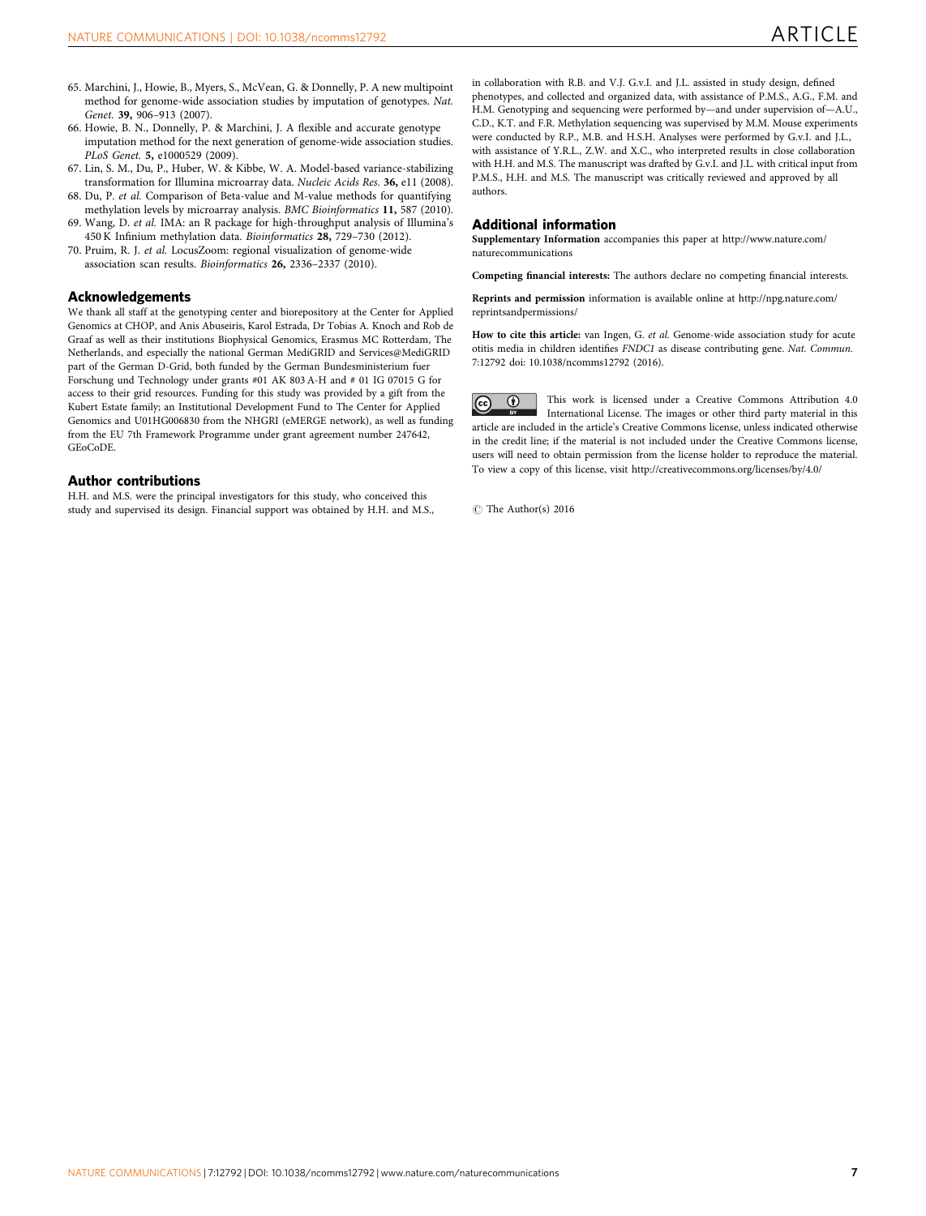65. Marchini, J., Howie, B., Myers, S., McVean, G. & Donnelly, P. A new multipoint method for genome-wide association studies by imputation of genotypes. *Nat. Genet.* **39,** 906–913 (2007).
66. Howie, B. N., Donnelly, P. & Marchini, J. A flexible and accurate genotype imputation method for the next generation of genome-wide association studies. *PLoS Genet.* **5,** e1000529 (2009).
67. Lin, S. M., Du, P., Huber, W. & Kibbe, W. A. Model-based variance-stabilizing transformation for Illumina microarray data. *Nucleic Acids Res.* **36,** e11 (2008).
68. Du, P. *et al.* Comparison of Beta-value and M-value methods for quantifying methylation levels by microarray analysis. *BMC Bioinformatics* **11,** 587 (2010).
69. Wang, D. *et al.* IMA: an R package for high-throughput analysis of Illumina's 450 K Infinium methylation data. *Bioinformatics* **28,** 729–730 (2012).
70. Pruim, R. J. *et al.* LocusZoom: regional visualization of genome-wide association scan results. *Bioinformatics* **26,** 2336–2337 (2010).

## Acknowledgements

We thank all staff at the genotyping center and biorepository at the Center for Applied Genomics at CHOP, and Anis Abuseiris, Karol Estrada, Dr Tobias A. Knoch and Rob de Graaf as well as their institutions Biophysical Genomics, Erasmus MC Rotterdam, The Netherlands, and especially the national German MediGRID and Services@MediGRID part of the German D-Grid, both funded by the German Bundesministerium fuer Forschung und Technology under grants #01 AK 803 A-H and # 01 IG 07015 G for access to their grid resources. Funding for this study was provided by a gift from the Kubert Estate family; an Institutional Development Fund to The Center for Applied Genomics and U01HG006830 from the NHGRI (eMERGE network), as well as funding from the EU 7th Framework Programme under grant agreement number 247642, GEoCoDE.

## Author contributions

H.H. and M.S. were the principal investigators for this study, who conceived this study and supervised its design. Financial support was obtained by H.H. and M.S., in collaboration with R.B. and V.J. G.v.I. and J.L. assisted in study design, defined phenotypes, and collected and organized data, with assistance of P.M.S., A.G., F.M. and H.M. Genotyping and sequencing were performed by—and under supervision of—A.U., C.D., K.T. and F.R. Methylation sequencing was supervised by M.M. Mouse experiments were conducted by R.P., M.B. and H.S.H. Analyses were performed by G.v.I. and J.L., with assistance of Y.R.L., Z.W. and X.C., who interpreted results in close collaboration with H.H. and M.S. The manuscript was drafted by G.v.I. and J.L. with critical input from P.M.S., H.H. and M.S. The manuscript was critically reviewed and approved by all authors.

## Additional information

**Supplementary Information** accompanies this paper at http://www.nature.com/naturecommunications

**Competing financial interests:** The authors declare no competing financial interests.

**Reprints and permission** information is available online at http://npg.nature.com/reprintsandpermissions/

**How to cite this article:** van Ingen, G. *et al.* Genome-wide association study for acute otitis media in children identifies *FNDC1* as disease contributing gene. *Nat. Commun.* 7:12792 doi: 10.1038/ncomms12792 (2016).

This work is licensed under a Creative Commons Attribution 4.0 International License. The images or other third party material in this article are included in the article's Creative Commons license, unless indicated otherwise in the credit line; if the material is not included under the Creative Commons license, users will need to obtain permission from the license holder to reproduce the material. To view a copy of this license, visit http://creativecommons.org/licenses/by/4.0/

© The Author(s) 2016